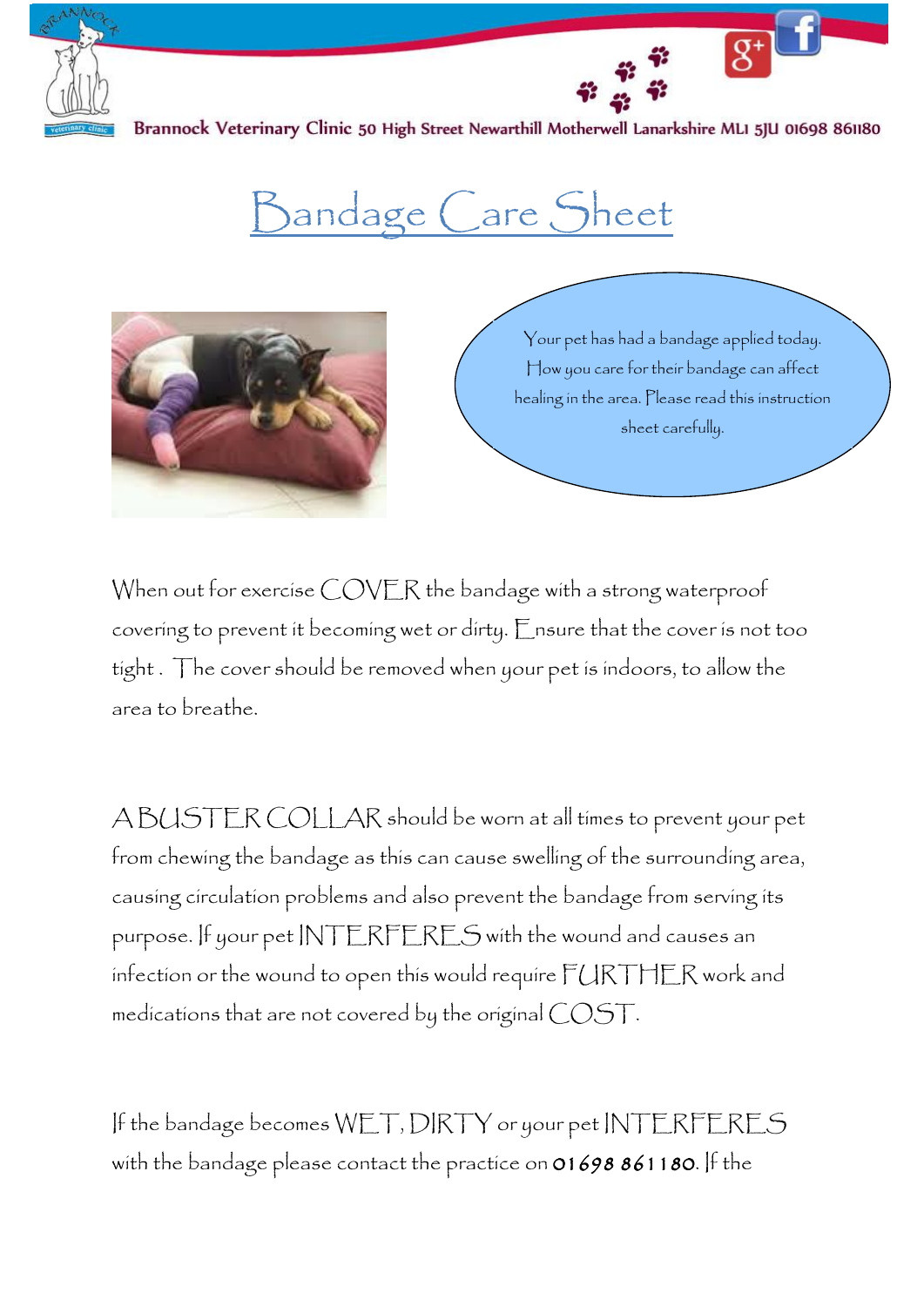Brannock Veterinary Clinic 50 High Street Newarthill Motherwell Lanarkshire ML1 5JU 01698 861180

# Bandage Care Sheet

Your pet has had a bandage applied today. How you care for their bandage can affect healing in the area. Please read this instruction sheet carefully.

When out for exercise COVER the bandage with a strong waterproof covering to prevent it becoming wet or dirty. Ensure that the cover is not too tight . The cover should be removed when your pet is indoors, to allow the area to breathe.

A BUSTER COLLAR should be worn at all times to prevent your pet from chewing the bandage as this can cause swelling of the surrounding area, causing circulation problems and also prevent the bandage from serving its purpose. If your pet INTERFERES with the wound and causes an infection or the wound to open this would require FURTHER work and medications that are not covered by the original COST.

If the bandage becomes WET, DIRTY or your pet INTERFERES with the bandage please contact the practice on 01698 861180. If the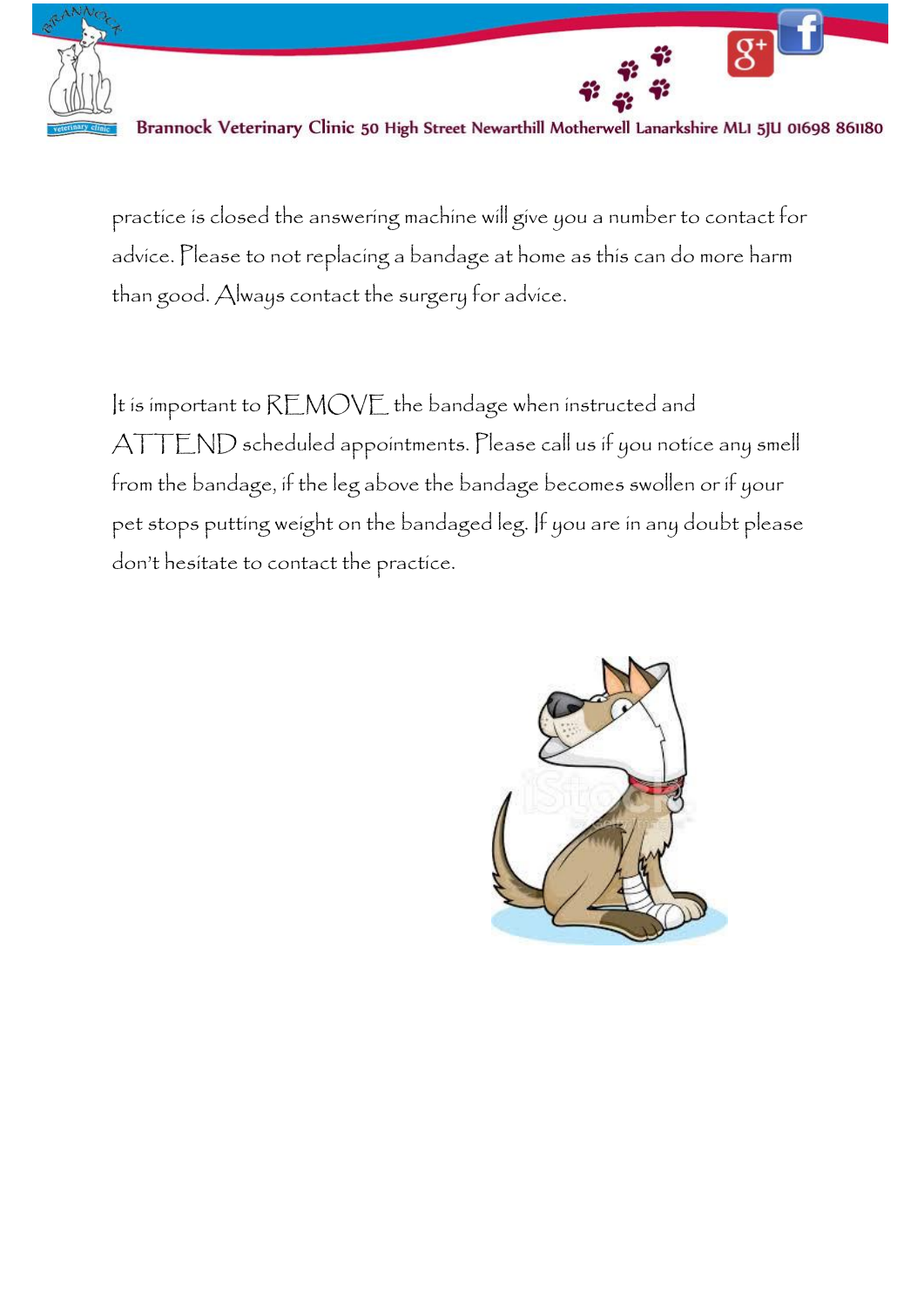practice is closed the answering machine will give you a number to contact for advice. Please to not replacing a bandage at home as this can do more harm than good. Always contact the surgery for advice.

It is important to REMOVE the bandage when instructed and ATTEND scheduled appointments. Please call us if you notice any smell from the bandage, if the leg above the bandage becomes swollen or if your pet stops putting weight on the bandaged leg. If you are in any doubt please don't hesitate to contact the practice.